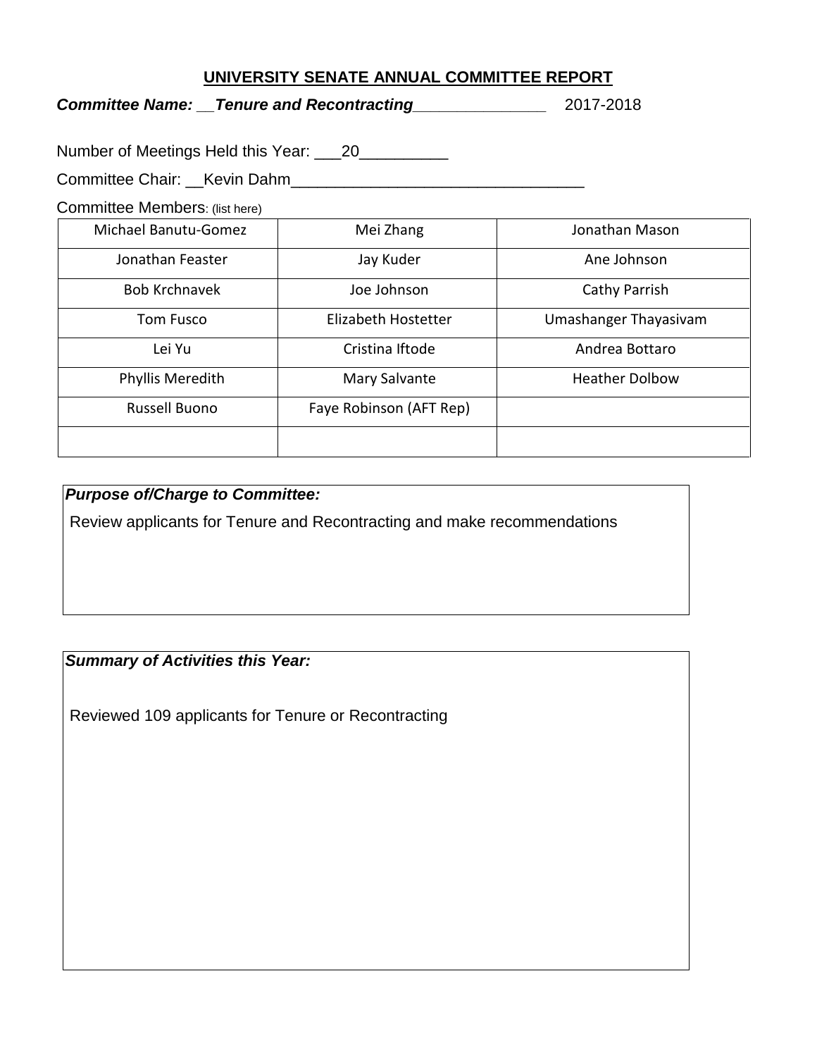# UNIVERSITY SENATE ANNUAL COMMITTEE REPORT

***Committee Name: __Tenure and Recontracting_______________*** 2017-2018

Number of Meetings Held this Year: ___20__________

Committee Chair: __Kevin Dahm_________________________________

Committee Members: (list here)

| | | |
|---|---|---|
| Michael Banutu-Gomez | Mei Zhang | Jonathan Mason |
| Jonathan Feaster | Jay Kuder | Ane Johnson |
| Bob Krchnavek | Joe Johnson | Cathy Parrish |
| Tom Fusco | Elizabeth Hostetter | Umashanger Thayasivam |
| Lei Yu | Cristina Iftode | Andrea Bottaro |
| Phyllis Meredith | Mary Salvante | Heather Dolbow |
| Russell Buono | Faye Robinson (AFT Rep) | |
| | | |

***Purpose of/Charge to Committee:***

Review applicants for Tenure and Recontracting and make recommendations

***Summary of Activities this Year:***

Reviewed 109 applicants for Tenure or Recontracting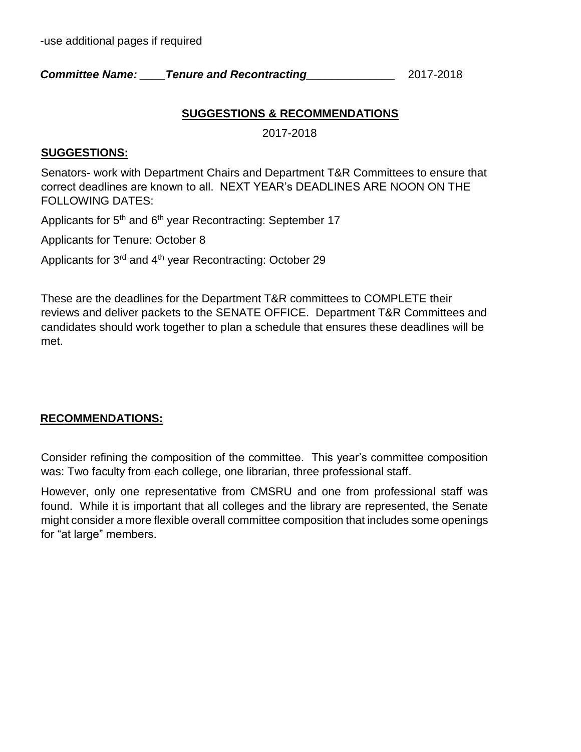-use additional pages if required

***Committee Name: ____Tenure and Recontracting______________*** 2017-2018

**SUGGESTIONS & RECOMMENDATIONS**

2017-2018

**SUGGESTIONS:**

Senators- work with Department Chairs and Department T&R Committees to ensure that correct deadlines are known to all. NEXT YEAR's DEADLINES ARE NOON ON THE FOLLOWING DATES:

Applicants for 5th and 6th year Recontracting: September 17

Applicants for Tenure: October 8

Applicants for 3rd and 4th year Recontracting: October 29

These are the deadlines for the Department T&R committees to COMPLETE their reviews and deliver packets to the SENATE OFFICE. Department T&R Committees and candidates should work together to plan a schedule that ensures these deadlines will be met.

**RECOMMENDATIONS:**

Consider refining the composition of the committee. This year's committee composition was: Two faculty from each college, one librarian, three professional staff.

However, only one representative from CMSRU and one from professional staff was found. While it is important that all colleges and the library are represented, the Senate might consider a more flexible overall committee composition that includes some openings for "at large" members.